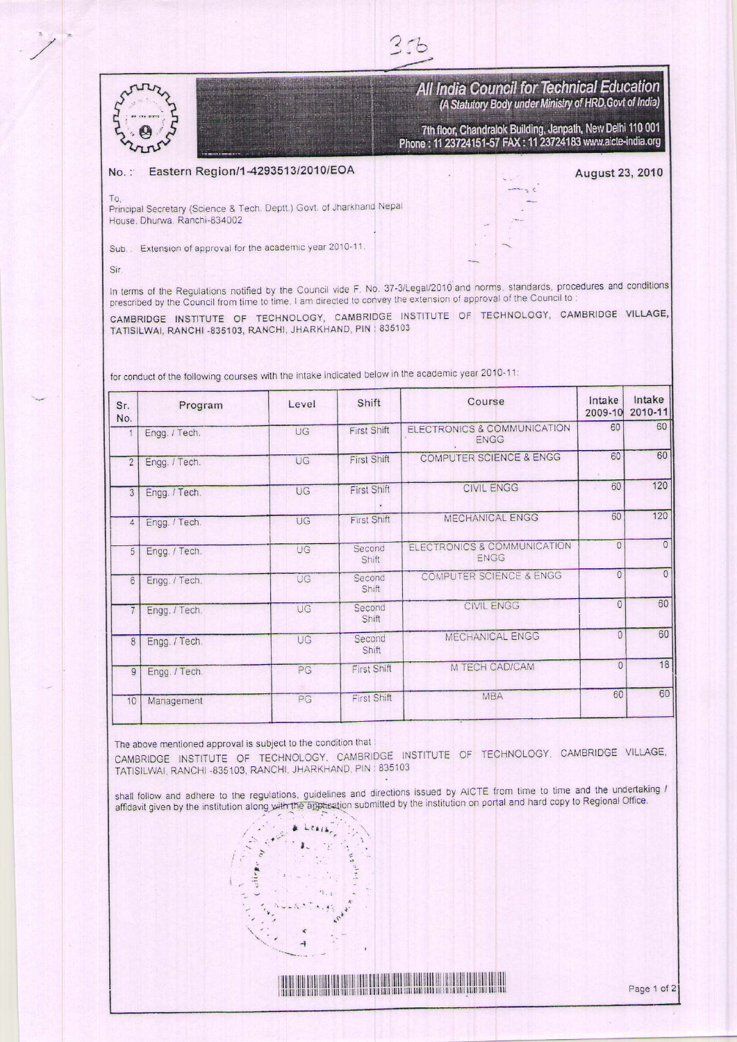# All India Council for Technical Education

*(A Statutory Body under Ministry of HRD, Govt of India)*

7th floor, Chandralok Building, Janpath, New Delhi 110 001
Phone : 11 23724151-57 FAX : 11 23724183 www.aicte-india.org

No. : Eastern Region/1-4293513/2010/EOA

August 23, 2010

To,
Principal Secretary (Science & Tech. Deptt.) Govt. of Jharkhand Nepal House, Dhurwa, Ranchi-834002

Sub.: Extension of approval for the academic year 2010-11.

Sir,

In terms of the Regulations notified by the Council vide F. No. 37-3/Legal/2010 and norms, standards, procedures and conditions prescribed by the Council from time to time. I am directed to convey the extension of approval of the Council to :

CAMBRIDGE INSTITUTE OF TECHNOLOGY, CAMBRIDGE INSTITUTE OF TECHNOLOGY, CAMBRIDGE VILLAGE, TATISILWAI, RANCHI -835103, RANCHI, JHARKHAND, PIN : 835103

for conduct of the following courses with the intake indicated below in the academic year 2010-11:

| Sr. No. | Program | Level | Shift | Course | Intake 2009-10 | Intake 2010-11 |
|---|---|---|---|---|---|---|
| 1 | Engg. / Tech. | UG | First Shift | ELECTRONICS & COMMUNICATION ENGG | 60 | 60 |
| 2 | Engg. / Tech. | UG | First Shift | COMPUTER SCIENCE & ENGG | 60 | 60 |
| 3 | Engg. / Tech. | UG | First Shift | CIVIL ENGG | 60 | 120 |
| 4 | Engg. / Tech. | UG | First Shift | MECHANICAL ENGG | 60 | 120 |
| 5 | Engg. / Tech. | UG | Second Shift | ELECTRONICS & COMMUNICATION ENGG | 0 | 0 |
| 6 | Engg. / Tech. | UG | Second Shift | COMPUTER SCIENCE & ENGG | 0 | 0 |
| 7 | Engg. / Tech. | UG | Second Shift | CIVIL ENGG | 0 | 60 |
| 8 | Engg. / Tech. | UG | Second Shift | MECHANICAL ENGG | 0 | 60 |
| 9 | Engg. / Tech. | PG | First Shift | M TECH CAD/CAM | 0 | 18 |
| 10 | Management | PG | First Shift | MBA | 60 | 60 |

The above mentioned approval is subject to the condition that :

CAMBRIDGE INSTITUTE OF TECHNOLOGY, CAMBRIDGE INSTITUTE OF TECHNOLOGY, CAMBRIDGE VILLAGE, TATISILWAI, RANCHI -835103, RANCHI, JHARKHAND, PIN : 835103

shall follow and adhere to the regulations, guidelines and directions issued by AICTE from time to time and the undertaking / affidavit given by the institution along with the application submitted by the institution on portal and hard copy to Regional Office.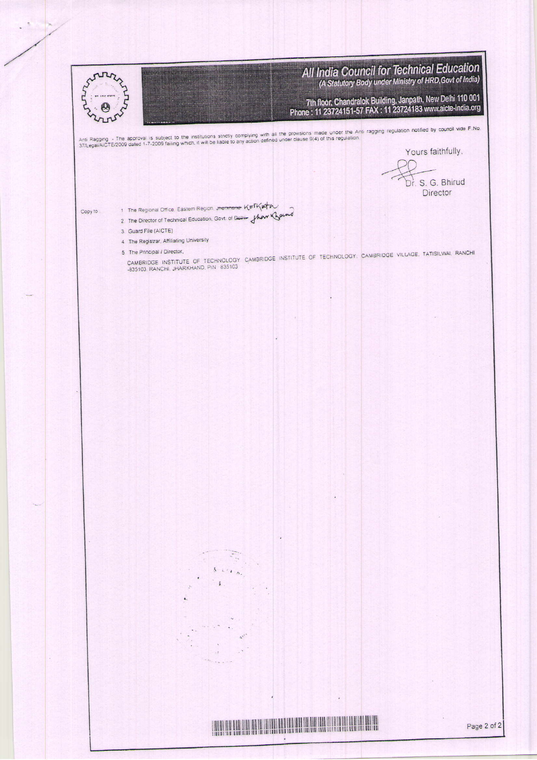# All India Council for Technical Education

*(A Statutory Body under Ministry of HRD,Govt of India)*

7th floor, Chandralok Building, Janpath, New Delhi 110 001
Phone : 11 23724151-57 FAX : 11 23724183 www.aicte-india.org

Anti Ragging - The approval is subject to the institutions strictly complying with all the provisions made under the Anti ragging regulation notified by council vide F.No. 37/Legal/AICTE/2009 dated 1-7-2009 failing which, it will be liable to any action defined under clause 9(4) of this regulation.

Yours faithfully,

Dr. S. G. Bhirud
Director

Copy to

1. The Regional Office, Eastern Region, ~~Jharkhand~~ Kolkata
2. The Director of Technical Education, Govt. of ~~Delhi~~ Jharkhand
3. Guard File (AICTE)
4. The Registrar, Affiliating University
5. The Principal / Director,

   CAMBRIDGE INSTITUTE OF TECHNOLOGY CAMBRIDGE INSTITUTE OF TECHNOLOGY, CAMBRIDGE VILLAGE, TATISILWAI, RANCHI -835103 RANCHI, JHARKHAND, PIN 835103